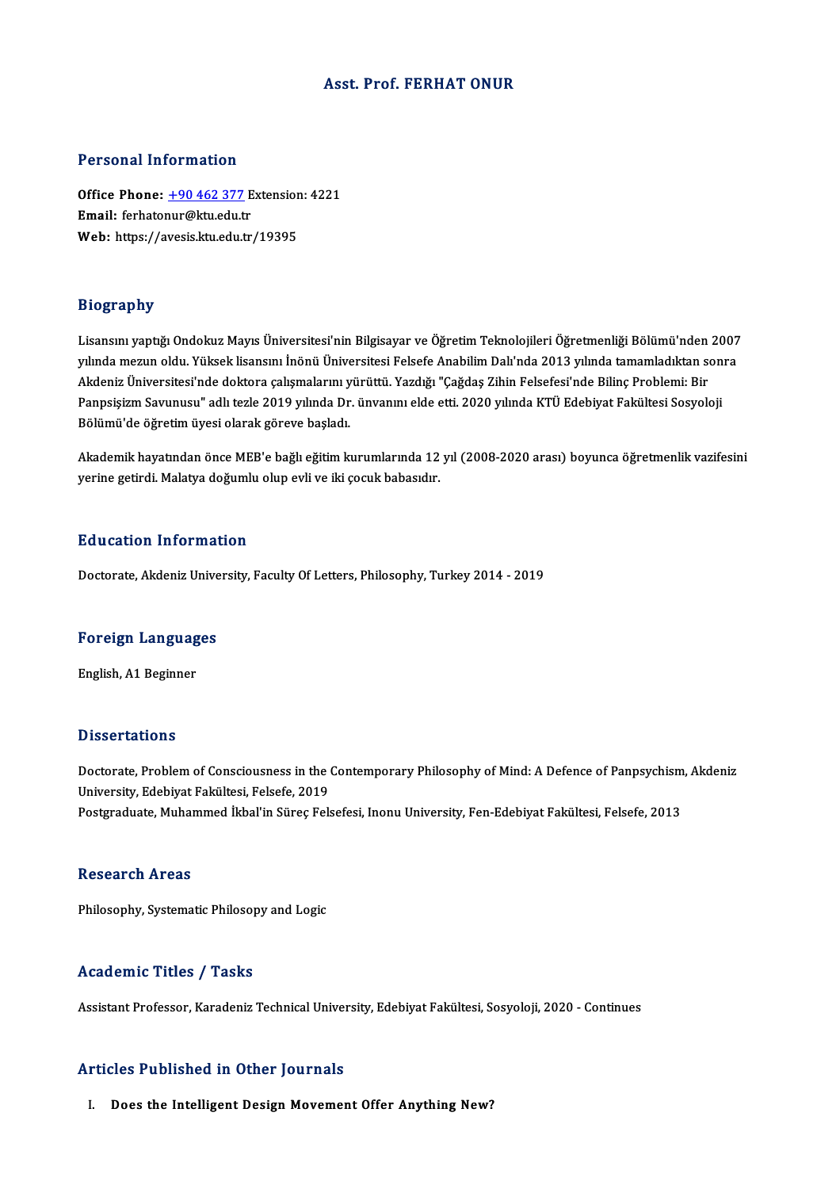# Asst. Prof. FERHAT ONUR

## Personal Information

**Office Phone:** +90 462 377 Extension: 4221
**Email:** ferhatonur@ktu.edu.tr
**Web:** https://avesis.ktu.edu.tr/19395

## Biography

Lisansını yaptığı Ondokuz Mayıs Üniversitesi'nin Bilgisayar ve Öğretim Teknolojileri Öğretmenliği Bölümü'nden 2007 yılında mezun oldu. Yüksek lisansını İnönü Üniversitesi Felsefe Anabilim Dalı'nda 2013 yılında tamamladıktan sonra Akdeniz Üniversitesi'nde doktora çalışmalarını yürüttü. Yazdığı "Çağdaş Zihin Felsefesi'nde Bilinç Problemi: Bir Panpsişizm Savunusu" adlı tezle 2019 yılında Dr. ünvanını elde etti. 2020 yılında KTÜ Edebiyat Fakültesi Sosyoloji Bölümü'de öğretim üyesi olarak göreve başladı.

Akademik hayatından önce MEB'e bağlı eğitim kurumlarında 12 yıl (2008-2020 arası) boyunca öğretmenlik vazifesini yerine getirdi. Malatya doğumlu olup evli ve iki çocuk babasıdır.

## Education Information

Doctorate, Akdeniz University, Faculty Of Letters, Philosophy, Turkey 2014 - 2019

## Foreign Languages

English, A1 Beginner

## Dissertations

Doctorate, Problem of Consciousness in the Contemporary Philosophy of Mind: A Defence of Panpsychism, Akdeniz University, Edebiyat Fakültesi, Felsefe, 2019

Postgraduate, Muhammed İkbal'in Süreç Felsefesi, Inonu University, Fen-Edebiyat Fakültesi, Felsefe, 2013

## Research Areas

Philosophy, Systematic Philosopy and Logic

## Academic Titles / Tasks

Assistant Professor, Karadeniz Technical University, Edebiyat Fakültesi, Sosyoloji, 2020 - Continues

## Articles Published in Other Journals

I. **Does the Intelligent Design Movement Offer Anything New?**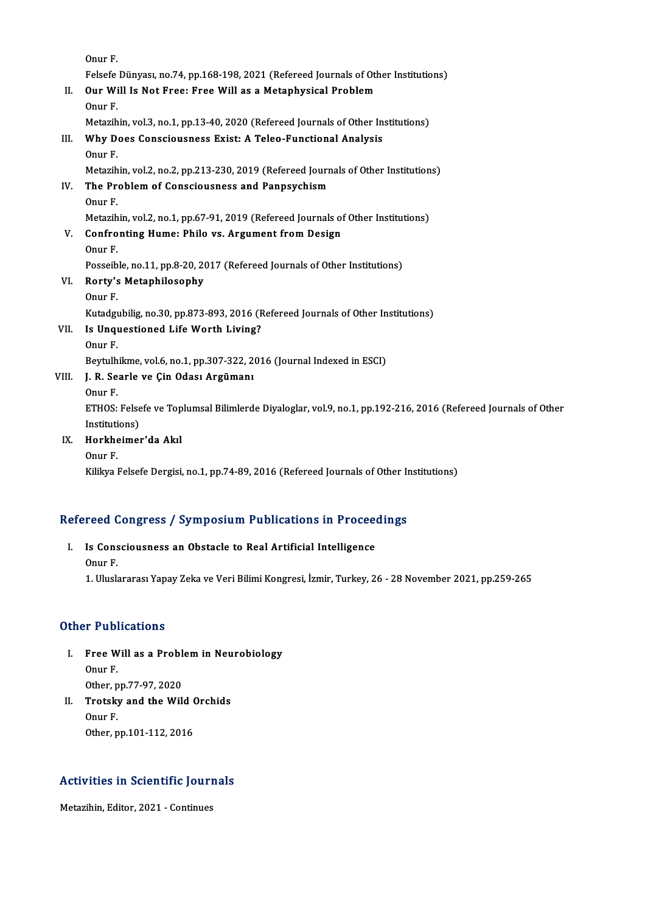Onur F.

Felsefe Dünyası, no.74, pp.168-198, 2021 (Refereed Journals of Other Institutions)

II. **Our Will Is Not Free: Free Will as a Metaphysical Problem**
Onur F.
Metazihin, vol.3, no.1, pp.13-40, 2020 (Refereed Journals of Other Institutions)

III. **Why Does Consciousness Exist: A Teleo-Functional Analysis**
Onur F.
Metazihin, vol.2, no.2, pp.213-230, 2019 (Refereed Journals of Other Institutions)

IV. **The Problem of Consciousness and Panpsychism**
Onur F.
Metazihin, vol.2, no.1, pp.67-91, 2019 (Refereed Journals of Other Institutions)

V. **Confronting Hume: Philo vs. Argument from Design**
Onur F.
Posseible, no.11, pp.8-20, 2017 (Refereed Journals of Other Institutions)

VI. **Rorty's Metaphilosophy**
Onur F.
Kutadgubilig, no.30, pp.873-893, 2016 (Refereed Journals of Other Institutions)

VII. **Is Unquestioned Life Worth Living?**
Onur F.
Beytulhikme, vol.6, no.1, pp.307-322, 2016 (Journal Indexed in ESCI)

VIII. **J. R. Searle ve Çin Odası Argümanı**
Onur F.
ETHOS: Felsefe ve Toplumsal Bilimlerde Diyaloglar, vol.9, no.1, pp.192-216, 2016 (Refereed Journals of Other Institutions)

IX. **Horkheimer'da Akıl**
Onur F.
Kilikya Felsefe Dergisi, no.1, pp.74-89, 2016 (Refereed Journals of Other Institutions)

## Refereed Congress / Symposium Publications in Proceedings

I. **Is Consciousness an Obstacle to Real Artificial Intelligence**
Onur F.
1. Uluslararası Yapay Zeka ve Veri Bilimi Kongresi, İzmir, Turkey, 26 - 28 November 2021, pp.259-265

## Other Publications

I. **Free Will as a Problem in Neurobiology**
Onur F.
Other, pp.77-97, 2020

II. **Trotsky and the Wild Orchids**
Onur F.
Other, pp.101-112, 2016

## Activities in Scientific Journals

Metazihin, Editor, 2021 - Continues